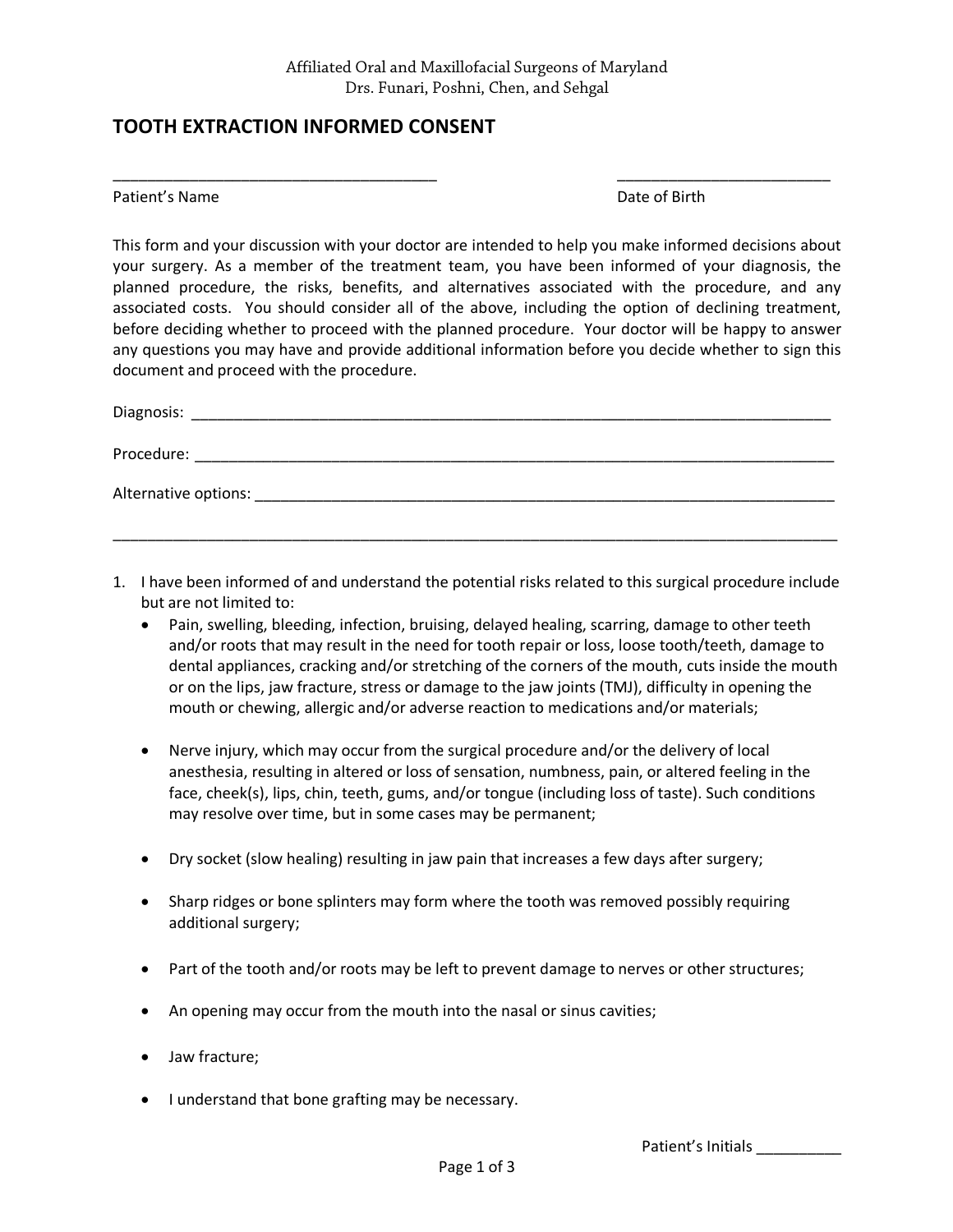Affiliated Oral and Maxillofacial Surgeons of Maryland
Drs. Funari, Poshni, Chen, and Sehgal

# TOOTH EXTRACTION INFORMED CONSENT

_______________________________________ &nbsp;&nbsp;&nbsp;&nbsp;&nbsp;&nbsp;&nbsp;&nbsp;&nbsp;&nbsp; _________________________

Patient's Name &nbsp;&nbsp;&nbsp;&nbsp;&nbsp;&nbsp;&nbsp;&nbsp;&nbsp;&nbsp;&nbsp;&nbsp;&nbsp;&nbsp;&nbsp;&nbsp;&nbsp;&nbsp;&nbsp;&nbsp;&nbsp;&nbsp;&nbsp;&nbsp;&nbsp;&nbsp;&nbsp;&nbsp;&nbsp;&nbsp;&nbsp;&nbsp;&nbsp;&nbsp;&nbsp;&nbsp;&nbsp;&nbsp;&nbsp;&nbsp; Date of Birth

This form and your discussion with your doctor are intended to help you make informed decisions about your surgery. As a member of the treatment team, you have been informed of your diagnosis, the planned procedure, the risks, benefits, and alternatives associated with the procedure, and any associated costs. You should consider all of the above, including the option of declining treatment, before deciding whether to proceed with the planned procedure. Your doctor will be happy to answer any questions you may have and provide additional information before you decide whether to sign this document and proceed with the procedure.

Diagnosis: ______________________________________________________________________________

Procedure: ______________________________________________________________________________

Alternative options: ________________________________________________________________________

_____________________________________________________________________________________________

1. I have been informed of and understand the potential risks related to this surgical procedure include but are not limited to:
   - Pain, swelling, bleeding, infection, bruising, delayed healing, scarring, damage to other teeth and/or roots that may result in the need for tooth repair or loss, loose tooth/teeth, damage to dental appliances, cracking and/or stretching of the corners of the mouth, cuts inside the mouth or on the lips, jaw fracture, stress or damage to the jaw joints (TMJ), difficulty in opening the mouth or chewing, allergic and/or adverse reaction to medications and/or materials;
   - Nerve injury, which may occur from the surgical procedure and/or the delivery of local anesthesia, resulting in altered or loss of sensation, numbness, pain, or altered feeling in the face, cheek(s), lips, chin, teeth, gums, and/or tongue (including loss of taste). Such conditions may resolve over time, but in some cases may be permanent;
   - Dry socket (slow healing) resulting in jaw pain that increases a few days after surgery;
   - Sharp ridges or bone splinters may form where the tooth was removed possibly requiring additional surgery;
   - Part of the tooth and/or roots may be left to prevent damage to nerves or other structures;
   - An opening may occur from the mouth into the nasal or sinus cavities;
   - Jaw fracture;
   - I understand that bone grafting may be necessary.

Patient's Initials __________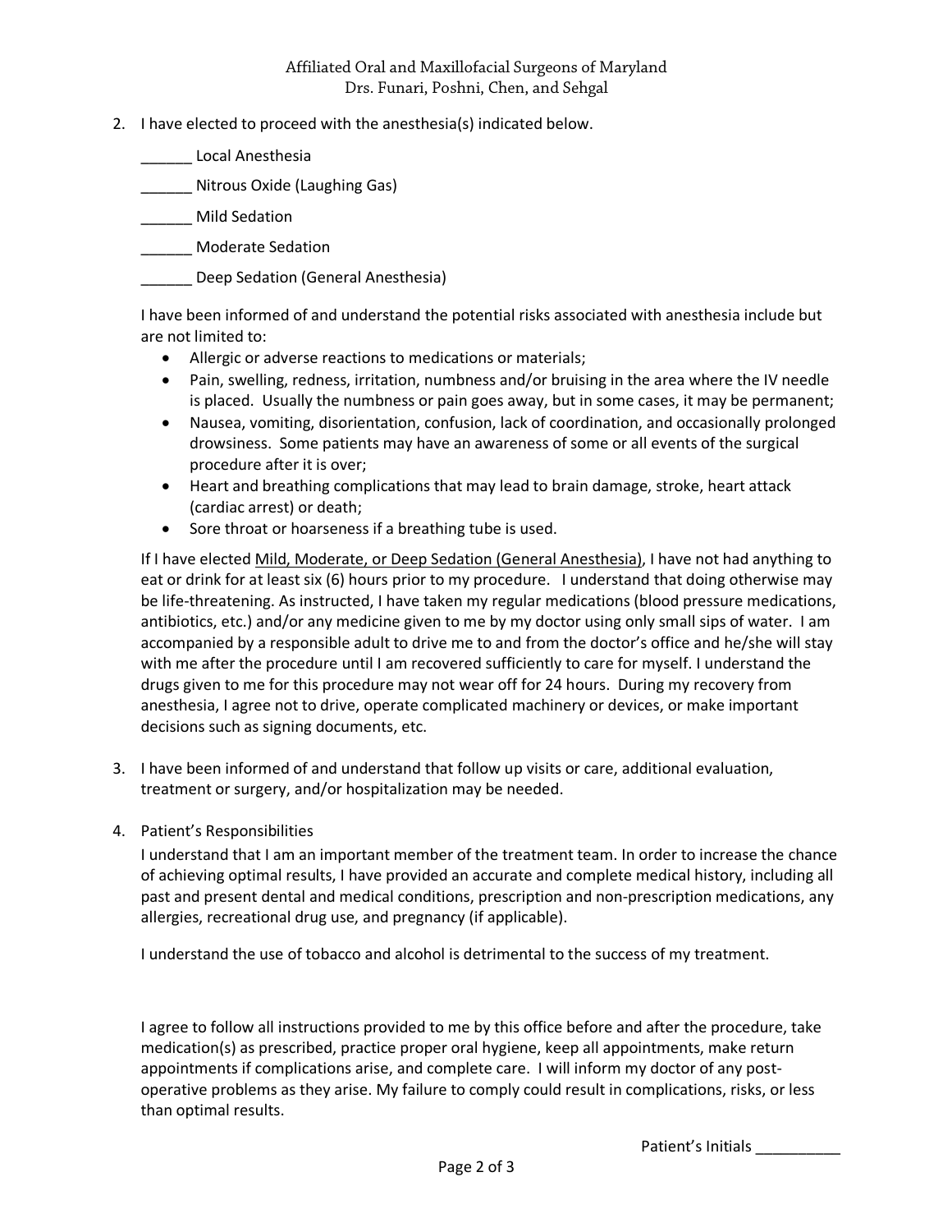2. I have elected to proceed with the anesthesia(s) indicated below.

   ______ Local Anesthesia

   ______ Nitrous Oxide (Laughing Gas)

   ______ Mild Sedation

   ______ Moderate Sedation

   ______ Deep Sedation (General Anesthesia)

   I have been informed of and understand the potential risks associated with anesthesia include but are not limited to:

   - Allergic or adverse reactions to medications or materials;
   - Pain, swelling, redness, irritation, numbness and/or bruising in the area where the IV needle is placed. Usually the numbness or pain goes away, but in some cases, it may be permanent;
   - Nausea, vomiting, disorientation, confusion, lack of coordination, and occasionally prolonged drowsiness. Some patients may have an awareness of some or all events of the surgical procedure after it is over;
   - Heart and breathing complications that may lead to brain damage, stroke, heart attack (cardiac arrest) or death;
   - Sore throat or hoarseness if a breathing tube is used.

   If I have elected <u>Mild, Moderate, or Deep Sedation (General Anesthesia)</u>, I have not had anything to eat or drink for at least six (6) hours prior to my procedure. I understand that doing otherwise may be life-threatening. As instructed, I have taken my regular medications (blood pressure medications, antibiotics, etc.) and/or any medicine given to me by my doctor using only small sips of water. I am accompanied by a responsible adult to drive me to and from the doctor's office and he/she will stay with me after the procedure until I am recovered sufficiently to care for myself. I understand the drugs given to me for this procedure may not wear off for 24 hours. During my recovery from anesthesia, I agree not to drive, operate complicated machinery or devices, or make important decisions such as signing documents, etc.

3. I have been informed of and understand that follow up visits or care, additional evaluation, treatment or surgery, and/or hospitalization may be needed.

4. Patient's Responsibilities

   I understand that I am an important member of the treatment team. In order to increase the chance of achieving optimal results, I have provided an accurate and complete medical history, including all past and present dental and medical conditions, prescription and non-prescription medications, any allergies, recreational drug use, and pregnancy (if applicable).

   I understand the use of tobacco and alcohol is detrimental to the success of my treatment.

   I agree to follow all instructions provided to me by this office before and after the procedure, take medication(s) as prescribed, practice proper oral hygiene, keep all appointments, make return appointments if complications arise, and complete care. I will inform my doctor of any post-operative problems as they arise. My failure to comply could result in complications, risks, or less than optimal results.

Patient's Initials __________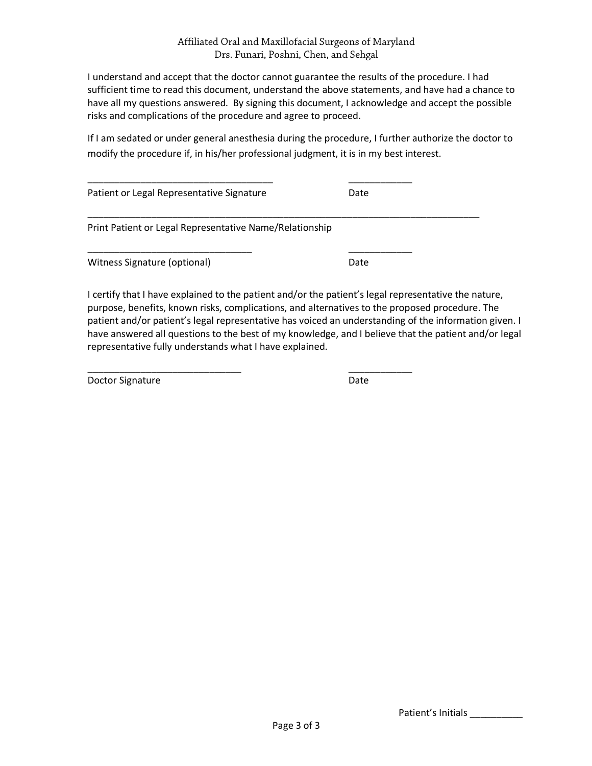I understand and accept that the doctor cannot guarantee the results of the procedure. I had sufficient time to read this document, understand the above statements, and have had a chance to have all my questions answered. By signing this document, I acknowledge and accept the possible risks and complications of the procedure and agree to proceed.

If I am sedated or under general anesthesia during the procedure, I further authorize the doctor to modify the procedure if, in his/her professional judgment, it is in my best interest.

___________________________________ ____________

Patient or Legal Representative Signature Date

___________________________________________________________________________

Print Patient or Legal Representative Name/Relationship

_______________________________ ____________

Witness Signature (optional) Date

I certify that I have explained to the patient and/or the patient's legal representative the nature, purpose, benefits, known risks, complications, and alternatives to the proposed procedure. The patient and/or patient's legal representative has voiced an understanding of the information given. I have answered all questions to the best of my knowledge, and I believe that the patient and/or legal representative fully understands what I have explained.

_____________________________ ____________

Doctor Signature Date

Patient's Initials __________